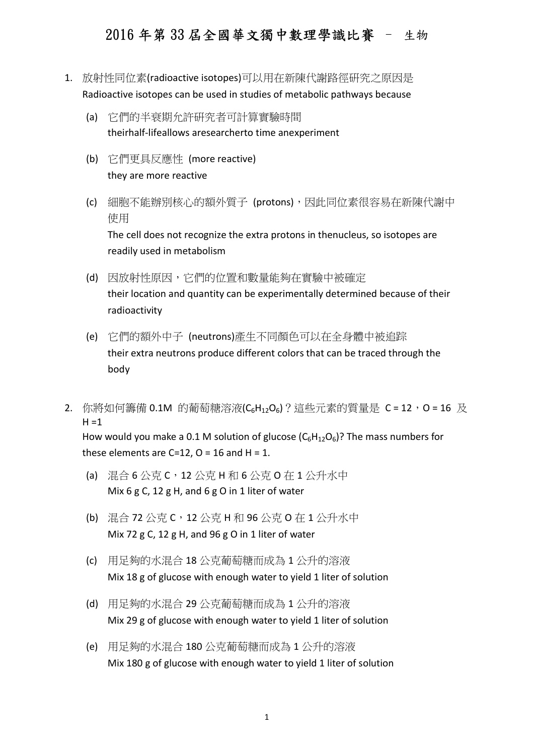# 2016 年第 33 屆全國華文獨中數理學識比賽 – 生物

1. 放射性同位素(radioactive isotopes)可以用在新陳代謝路徑研究之原因是
   Radioactive isotopes can be used in studies of metabolic pathways because

   (a) 它們的半衰期允許研究者可計算實驗時間
   theirhalf-lifeallows aresearcherto time anexperiment

   (b) 它們更具反應性 (more reactive)
   they are more reactive

   (c) 細胞不能辨別核心的額外質子 (protons)，因此同位素很容易在新陳代謝中使用
   The cell does not recognize the extra protons in thenucleus, so isotopes are readily used in metabolism

   (d) 因放射性原因，它們的位置和數量能夠在實驗中被確定
   their location and quantity can be experimentally determined because of their radioactivity

   (e) 它們的額外中子 (neutrons)產生不同顏色可以在全身體中被追踪
   their extra neutrons produce different colors that can be traced through the body

2. 你將如何籌備 0.1M 的葡萄糖溶液($C_6H_{12}O_6$)？這些元素的質量是 C = 12，O = 16 及 H =1
   How would you make a 0.1 M solution of glucose ($C_6H_{12}O_6$)? The mass numbers for these elements are C=12, O = 16 and H = 1.

   (a) 混合 6 公克 C，12 公克 H 和 6 公克 O 在 1 公升水中
   Mix 6 g C, 12 g H, and 6 g O in 1 liter of water

   (b) 混合 72 公克 C，12 公克 H 和 96 公克 O 在 1 公升水中
   Mix 72 g C, 12 g H, and 96 g O in 1 liter of water

   (c) 用足夠的水混合 18 公克葡萄糖而成為 1 公升的溶液
   Mix 18 g of glucose with enough water to yield 1 liter of solution

   (d) 用足夠的水混合 29 公克葡萄糖而成為 1 公升的溶液
   Mix 29 g of glucose with enough water to yield 1 liter of solution

   (e) 用足夠的水混合 180 公克葡萄糖而成為 1 公升的溶液
   Mix 180 g of glucose with enough water to yield 1 liter of solution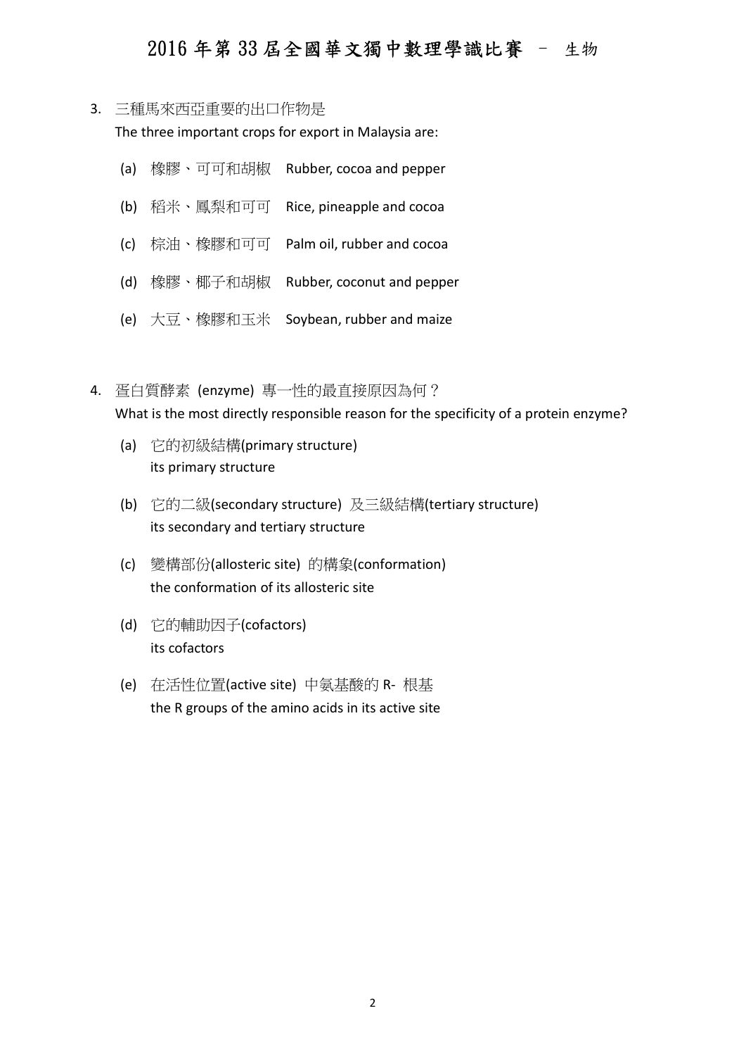3. 三種馬來西亞重要的出口作物是
   The three important crops for export in Malaysia are:

   (a) 橡膠、可可和胡椒　Rubber, cocoa and pepper

   (b) 稻米、鳳梨和可可　Rice, pineapple and cocoa

   (c) 棕油、橡膠和可可　Palm oil, rubber and cocoa

   (d) 橡膠、椰子和胡椒　Rubber, coconut and pepper

   (e) 大豆、橡膠和玉米　Soybean, rubber and maize

4. 蛋白質酵素 (enzyme) 專一性的最直接原因為何？
   What is the most directly responsible reason for the specificity of a protein enzyme?

   (a) 它的初級結構(primary structure)
   its primary structure

   (b) 它的二級(secondary structure) 及三級結構(tertiary structure)
   its secondary and tertiary structure

   (c) 變構部份(allosteric site) 的構象(conformation)
   the conformation of its allosteric site

   (d) 它的輔助因子(cofactors)
   its cofactors

   (e) 在活性位置(active site) 中氨基酸的 R- 根基
   the R groups of the amino acids in its active site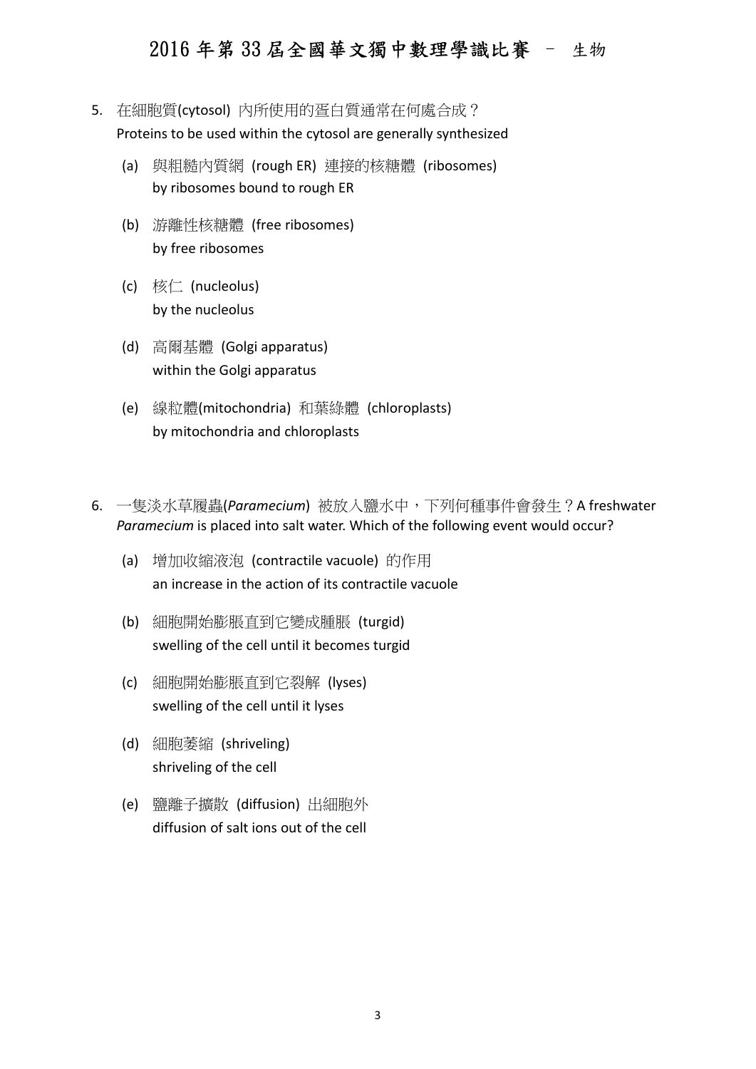5. 在細胞質(cytosol) 內所使用的蛋白質通常在何處合成？
   Proteins to be used within the cytosol are generally synthesized

   (a) 與粗糙內質網 (rough ER) 連接的核糖體 (ribosomes)
       by ribosomes bound to rough ER

   (b) 游離性核糖體 (free ribosomes)
       by free ribosomes

   (c) 核仁 (nucleolus)
       by the nucleolus

   (d) 高爾基體 (Golgi apparatus)
       within the Golgi apparatus

   (e) 線粒體(mitochondria) 和葉綠體 (chloroplasts)
       by mitochondria and chloroplasts

6. 一隻淡水草履蟲(*Paramecium*) 被放入鹽水中，下列何種事件會發生？A freshwater *Paramecium* is placed into salt water. Which of the following event would occur?

   (a) 增加收縮液泡 (contractile vacuole) 的作用
       an increase in the action of its contractile vacuole

   (b) 細胞開始膨脹直到它變成腫脹 (turgid)
       swelling of the cell until it becomes turgid

   (c) 細胞開始膨脹直到它裂解 (lyses)
       swelling of the cell until it lyses

   (d) 細胞萎縮 (shriveling)
       shriveling of the cell

   (e) 鹽離子擴散 (diffusion) 出細胞外
       diffusion of salt ions out of the cell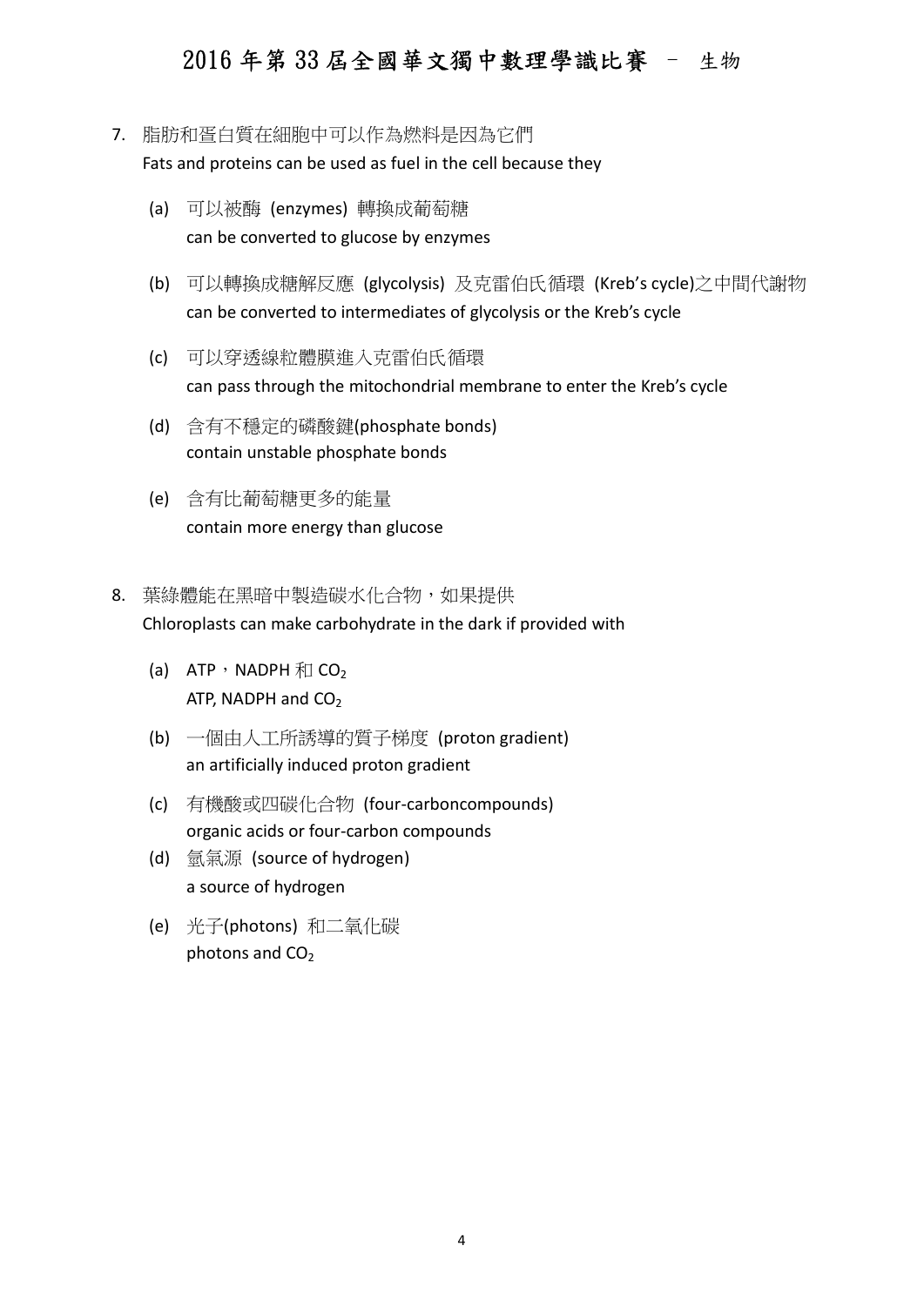7. 脂肪和蛋白質在細胞中可以作為燃料是因為它們
   Fats and proteins can be used as fuel in the cell because they

   (a) 可以被酶 (enzymes) 轉換成葡萄糖
   can be converted to glucose by enzymes

   (b) 可以轉換成糖解反應 (glycolysis) 及克雷伯氏循環 (Kreb's cycle)之中間代謝物
   can be converted to intermediates of glycolysis or the Kreb's cycle

   (c) 可以穿透線粒體膜進入克雷伯氏循環
   can pass through the mitochondrial membrane to enter the Kreb's cycle

   (d) 含有不穩定的磷酸鍵(phosphate bonds)
   contain unstable phosphate bonds

   (e) 含有比葡萄糖更多的能量
   contain more energy than glucose

8. 葉綠體能在黑暗中製造碳水化合物，如果提供
   Chloroplasts can make carbohydrate in the dark if provided with

   (a) ATP，NADPH 和 $CO_2$
   ATP, NADPH and $CO_2$

   (b) 一個由人工所誘導的質子梯度 (proton gradient)
   an artificially induced proton gradient

   (c) 有機酸或四碳化合物 (four-carboncompounds)
   organic acids or four-carbon compounds

   (d) 氫氣源 (source of hydrogen)
   a source of hydrogen

   (e) 光子(photons) 和二氧化碳
   photons and $CO_2$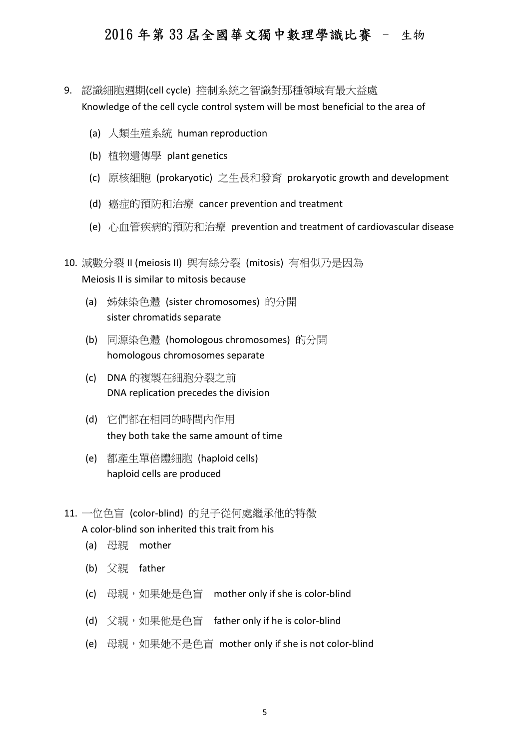9. 認識細胞週期(cell cycle) 控制系統之智識對那種領域有最大益處
   Knowledge of the cell cycle control system will be most beneficial to the area of

   (a) 人類生殖系統 human reproduction

   (b) 植物遺傳學 plant genetics

   (c) 原核細胞 (prokaryotic) 之生長和發育 prokaryotic growth and development

   (d) 癌症的預防和治療 cancer prevention and treatment

   (e) 心血管疾病的預防和治療 prevention and treatment of cardiovascular disease

10. 減數分裂 II (meiosis II) 與有絲分裂 (mitosis) 有相似乃是因為
    Meiosis II is similar to mitosis because

    (a) 姊妹染色體 (sister chromosomes) 的分開
        sister chromatids separate

    (b) 同源染色體 (homologous chromosomes) 的分開
        homologous chromosomes separate

    (c) DNA 的複製在細胞分裂之前
        DNA replication precedes the division

    (d) 它們都在相同的時間內作用
        they both take the same amount of time

    (e) 都產生單倍體細胞 (haploid cells)
        haploid cells are produced

11. 一位色盲 (color-blind) 的兒子從何處繼承他的特徵
    A color-blind son inherited this trait from his

    (a) 母親 mother

    (b) 父親 father

    (c) 母親，如果她是色盲 mother only if she is color-blind

    (d) 父親，如果他是色盲 father only if he is color-blind

    (e) 母親，如果她不是色盲 mother only if she is not color-blind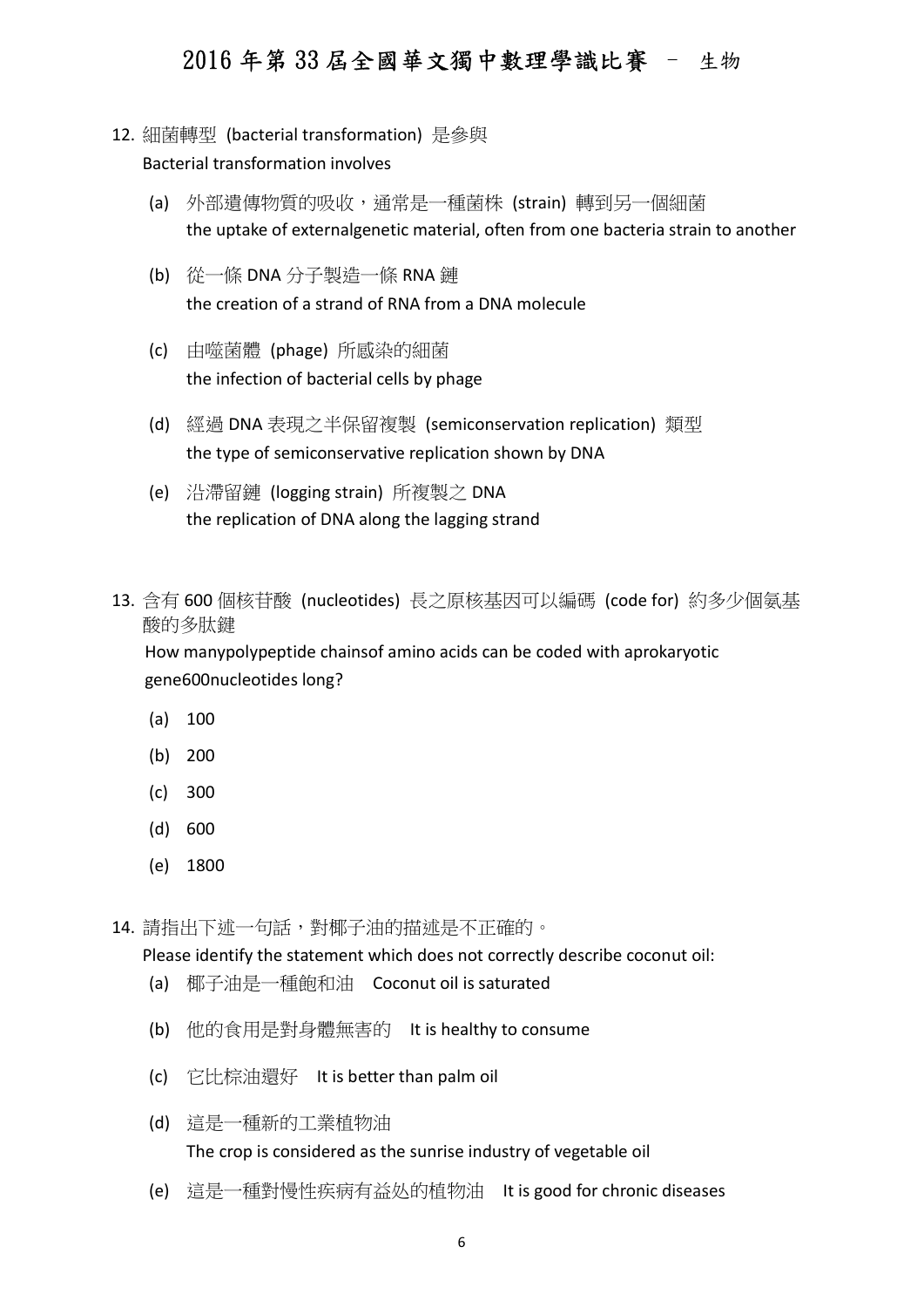12. 細菌轉型 (bacterial transformation) 是參與

    Bacterial transformation involves

    (a) 外部遺傳物質的吸收，通常是一種菌株 (strain) 轉到另一個細菌
    the uptake of externalgenetic material, often from one bacteria strain to another

    (b) 從一條 DNA 分子製造一條 RNA 鏈
    the creation of a strand of RNA from a DNA molecule

    (c) 由噬菌體 (phage) 所感染的細菌
    the infection of bacterial cells by phage

    (d) 經過 DNA 表現之半保留複製 (semiconservation replication) 類型
    the type of semiconservative replication shown by DNA

    (e) 沿滯留鏈 (logging strain) 所複製之 DNA
    the replication of DNA along the lagging strand

13. 含有 600 個核苷酸 (nucleotides) 長之原核基因可以編碼 (code for) 約多少個氨基酸的多肽鏈

    How manypolypeptide chainsof amino acids can be coded with aprokaryotic gene600nucleotides long?

    (a) 100

    (b) 200

    (c) 300

    (d) 600

    (e) 1800

14. 請指出下述一句話，對椰子油的描述是不正確的。

    Please identify the statement which does not correctly describe coconut oil:

    (a) 椰子油是一種飽和油 Coconut oil is saturated

    (b) 他的食用是對身體無害的 It is healthy to consume

    (c) 它比棕油還好 It is better than palm oil

    (d) 這是一種新的工業植物油
    The crop is considered as the sunrise industry of vegetable oil

    (e) 這是一種對慢性疾病有益处的植物油 It is good for chronic diseases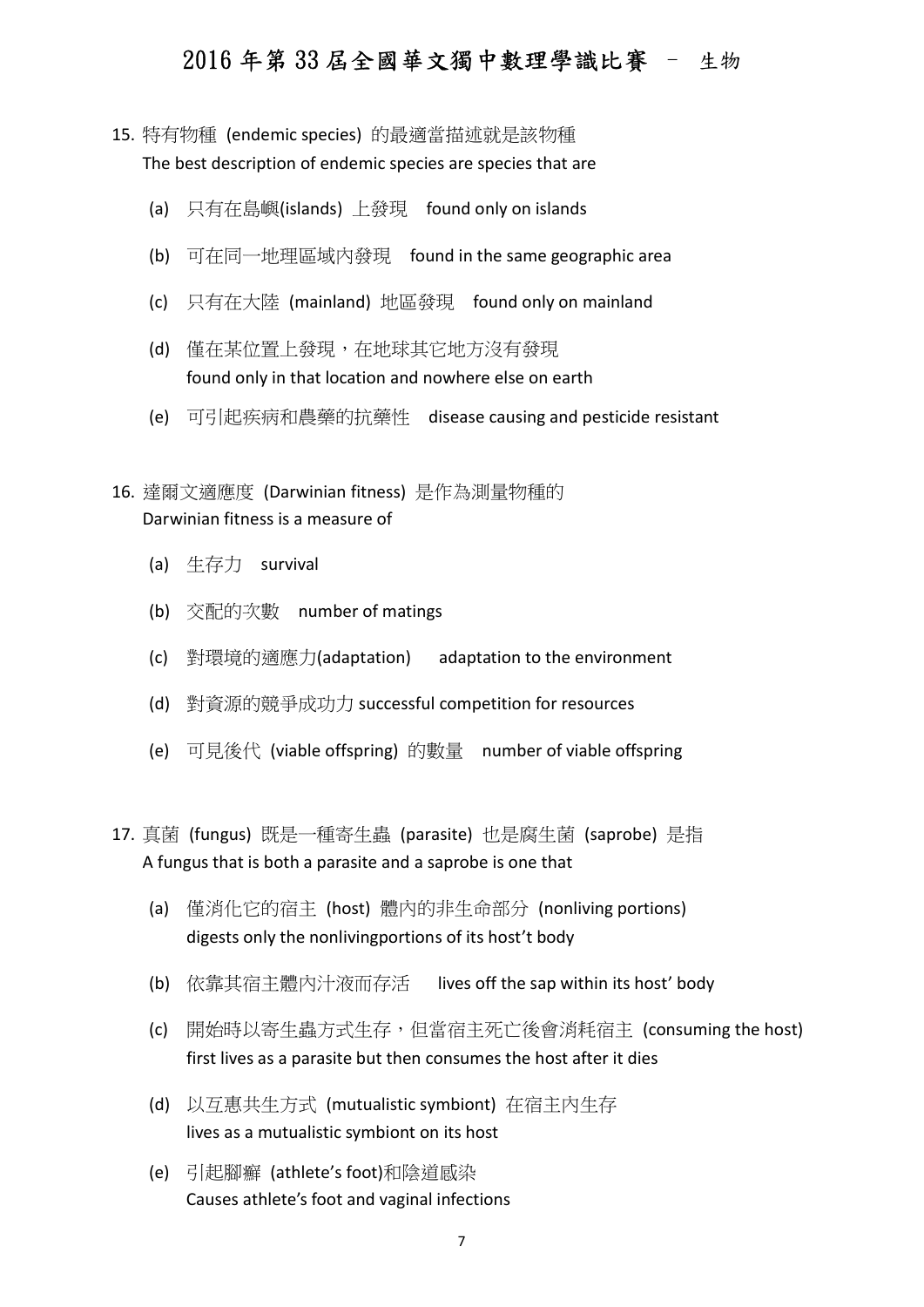15. 特有物種 (endemic species) 的最適當描述就是該物種
    The best description of endemic species are species that are

    (a) 只有在島嶼(islands) 上發現　found only on islands

    (b) 可在同一地理區域內發現　found in the same geographic area

    (c) 只有在大陸 (mainland) 地區發現　found only on mainland

    (d) 僅在某位置上發現，在地球其它地方沒有發現
        found only in that location and nowhere else on earth

    (e) 可引起疾病和農藥的抗藥性　disease causing and pesticide resistant

16. 達爾文適應度 (Darwinian fitness) 是作為測量物種的
    Darwinian fitness is a measure of

    (a) 生存力　survival

    (b) 交配的次數　number of matings

    (c) 對環境的適應力(adaptation)　adaptation to the environment

    (d) 對資源的競爭成功力 successful competition for resources

    (e) 可見後代 (viable offspring) 的數量　number of viable offspring

17. 真菌 (fungus) 既是一種寄生蟲 (parasite) 也是腐生菌 (saprobe) 是指
    A fungus that is both a parasite and a saprobe is one that

    (a) 僅消化它的宿主 (host) 體內的非生命部分 (nonliving portions)
        digests only the nonlivingportions of its host't body

    (b) 依靠其宿主體內汁液而存活　lives off the sap within its host' body

    (c) 開始時以寄生蟲方式生存，但當宿主死亡後會消耗宿主 (consuming the host)
        first lives as a parasite but then consumes the host after it dies

    (d) 以互惠共生方式 (mutualistic symbiont) 在宿主內生存
        lives as a mutualistic symbiont on its host

    (e) 引起腳癬 (athlete's foot)和陰道感染
        Causes athlete's foot and vaginal infections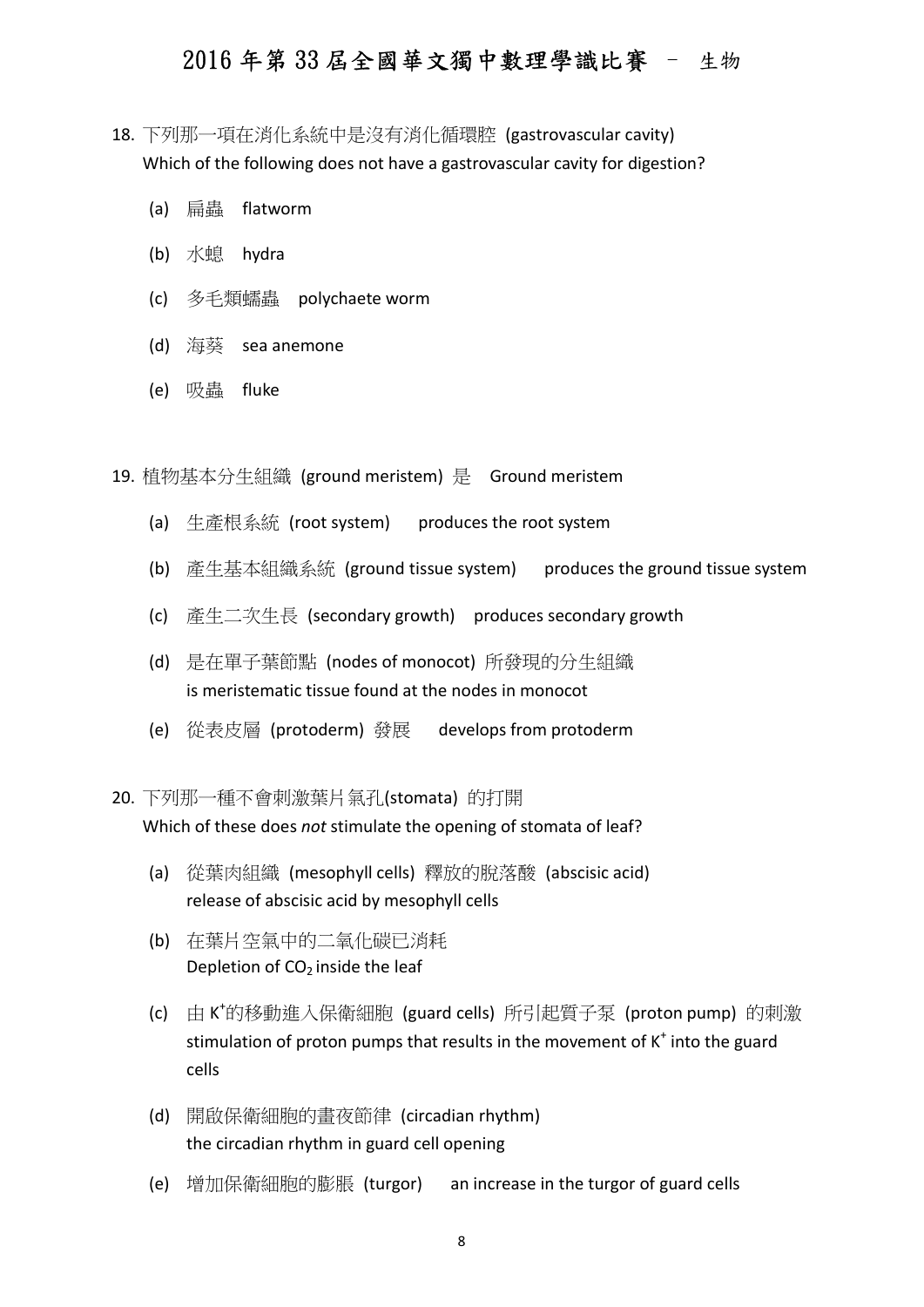18. 下列那一項在消化系統中是沒有消化循環腔 (gastrovascular cavity)
Which of the following does not have a gastrovascular cavity for digestion?

(a) 扁蟲 flatworm

(b) 水螅 hydra

(c) 多毛類蠕蟲 polychaete worm

(d) 海葵 sea anemone

(e) 吸蟲 fluke

19. 植物基本分生組織 (ground meristem) 是 Ground meristem

(a) 生產根系統 (root system) produces the root system

(b) 產生基本組織系統 (ground tissue system) produces the ground tissue system

(c) 產生二次生長 (secondary growth) produces secondary growth

(d) 是在單子葉節點 (nodes of monocot) 所發現的分生組織
is meristematic tissue found at the nodes in monocot

(e) 從表皮層 (protoderm) 發展 develops from protoderm

20. 下列那一種不會刺激葉片氣孔(stomata) 的打開
Which of these does *not* stimulate the opening of stomata of leaf?

(a) 從葉肉組織 (mesophyll cells) 釋放的脫落酸 (abscisic acid)
release of abscisic acid by mesophyll cells

(b) 在葉片空氣中的二氧化碳已消耗
Depletion of $CO_2$ inside the leaf

(c) 由 $K^+$的移動進入保衛細胞 (guard cells) 所引起質子泵 (proton pump) 的刺激
stimulation of proton pumps that results in the movement of $K^+$ into the guard cells

(d) 開啟保衛細胞的晝夜節律 (circadian rhythm)
the circadian rhythm in guard cell opening

(e) 增加保衛細胞的膨脹 (turgor) an increase in the turgor of guard cells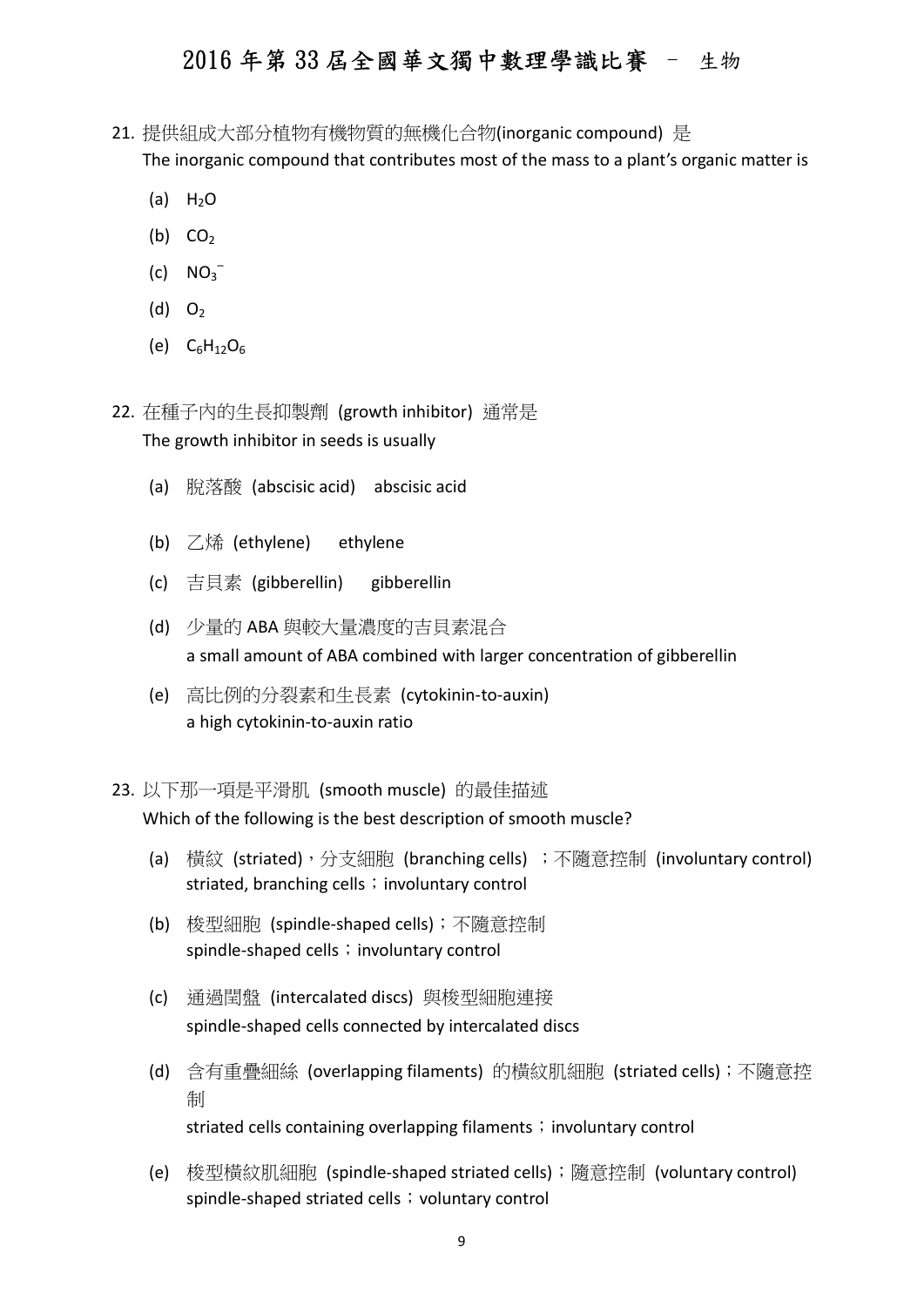21. 提供組成大部分植物有機物質的無機化合物(inorganic compound) 是
The inorganic compound that contributes most of the mass to a plant's organic matter is

    (a) $H_2O$

    (b) $CO_2$

    (c) $NO_3^-$

    (d) $O_2$

    (e) $C_6H_{12}O_6$

22. 在種子內的生長抑製劑 (growth inhibitor) 通常是
The growth inhibitor in seeds is usually

    (a) 脫落酸 (abscisic acid) abscisic acid

    (b) 乙烯 (ethylene) ethylene

    (c) 吉貝素 (gibberellin) gibberellin

    (d) 少量的 ABA 與較大量濃度的吉貝素混合
    a small amount of ABA combined with larger concentration of gibberellin

    (e) 高比例的分裂素和生長素 (cytokinin-to-auxin)
    a high cytokinin-to-auxin ratio

23. 以下那一項是平滑肌 (smooth muscle) 的最佳描述
Which of the following is the best description of smooth muscle?

    (a) 橫紋 (striated)，分支細胞 (branching cells) ；不隨意控制 (involuntary control)
    striated, branching cells；involuntary control

    (b) 梭型細胞 (spindle-shaped cells)；不隨意控制
    spindle-shaped cells；involuntary control

    (c) 通過閏盤 (intercalated discs) 與梭型細胞連接
    spindle-shaped cells connected by intercalated discs

    (d) 含有重疊細絲 (overlapping filaments) 的橫紋肌細胞 (striated cells)；不隨意控制
    striated cells containing overlapping filaments；involuntary control

    (e) 梭型橫紋肌細胞 (spindle-shaped striated cells)；隨意控制 (voluntary control)
    spindle-shaped striated cells；voluntary control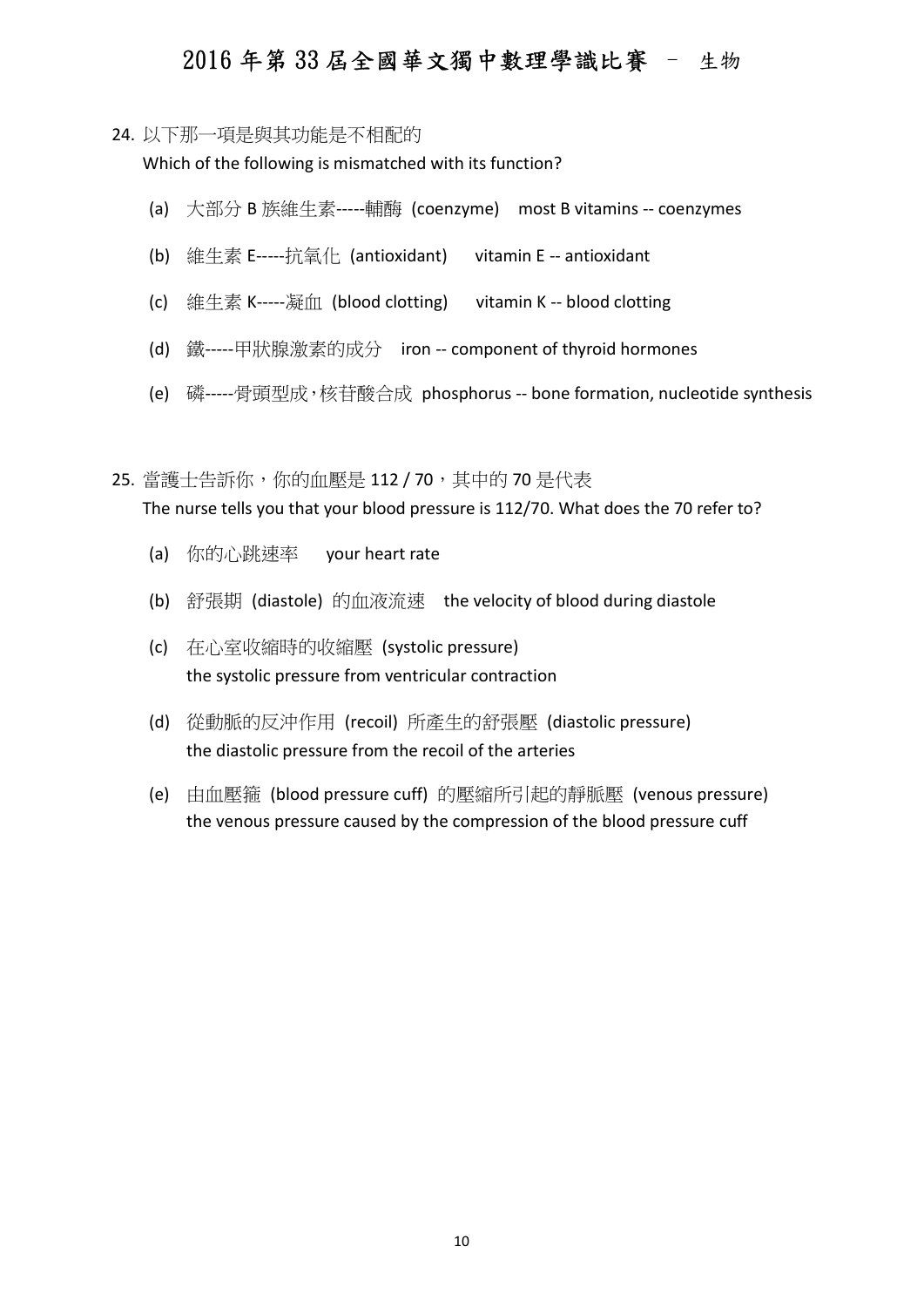24. 以下那一項是與其功能是不相配的
    Which of the following is mismatched with its function?

    (a) 大部分 B 族維生素-----輔酶 (coenzyme) most B vitamins -- coenzymes

    (b) 維生素 E-----抗氧化 (antioxidant) vitamin E -- antioxidant

    (c) 維生素 K-----凝血 (blood clotting) vitamin K -- blood clotting

    (d) 鐵-----甲狀腺激素的成分 iron -- component of thyroid hormones

    (e) 磷-----骨頭型成，核苷酸合成 phosphorus -- bone formation, nucleotide synthesis

25. 當護士告訴你，你的血壓是 112 / 70，其中的 70 是代表
    The nurse tells you that your blood pressure is 112/70. What does the 70 refer to?

    (a) 你的心跳速率 your heart rate

    (b) 舒張期 (diastole) 的血液流速 the velocity of blood during diastole

    (c) 在心室收縮時的收縮壓 (systolic pressure)
    the systolic pressure from ventricular contraction

    (d) 從動脈的反沖作用 (recoil) 所產生的舒張壓 (diastolic pressure)
    the diastolic pressure from the recoil of the arteries

    (e) 由血壓箍 (blood pressure cuff) 的壓縮所引起的靜脈壓 (venous pressure)
    the venous pressure caused by the compression of the blood pressure cuff